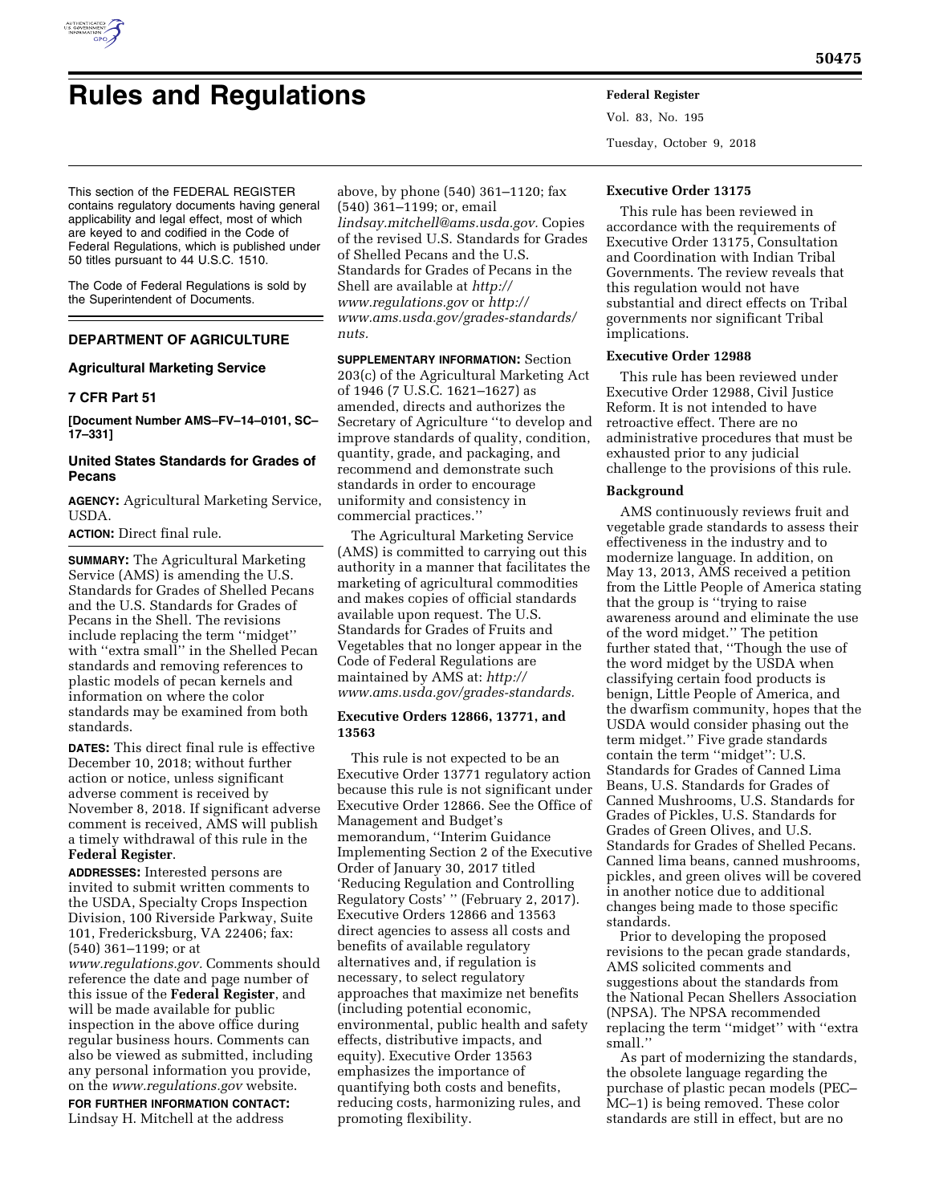# Rules and Regulations

This section of the FEDERAL REGISTER contains regulatory documents having general applicability and legal effect, most of which are keyed to and codified in the Code of Federal Regulations, which is published under 50 titles pursuant to 44 U.S.C. 1510.

The Code of Federal Regulations is sold by the Superintendent of Documents.

## DEPARTMENT OF AGRICULTURE

### Agricultural Marketing Service

### 7 CFR Part 51

**[Document Number AMS–FV–14–0101, SC–17–331]**

### United States Standards for Grades of Pecans

**AGENCY:** Agricultural Marketing Service, USDA.

**ACTION:** Direct final rule.

**SUMMARY:** The Agricultural Marketing Service (AMS) is amending the U.S. Standards for Grades of Shelled Pecans and the U.S. Standards for Grades of Pecans in the Shell. The revisions include replacing the term "midget" with "extra small" in the Shelled Pecan standards and removing references to plastic models of pecan kernels and information on where the color standards may be examined from both standards.

**DATES:** This direct final rule is effective December 10, 2018; without further action or notice, unless significant adverse comment is received by November 8, 2018. If significant adverse comment is received, AMS will publish a timely withdrawal of this rule in the **Federal Register**.

**ADDRESSES:** Interested persons are invited to submit written comments to the USDA, Specialty Crops Inspection Division, 100 Riverside Parkway, Suite 101, Fredericksburg, VA 22406; fax: (540) 361–1199; or at *www.regulations.gov.* Comments should reference the date and page number of this issue of the **Federal Register**, and will be made available for public inspection in the above office during regular business hours. Comments can also be viewed as submitted, including any personal information you provide, on the *www.regulations.gov* website.

**FOR FURTHER INFORMATION CONTACT:** Lindsay H. Mitchell at the address above, by phone (540) 361–1120; fax (540) 361–1199; or, email *lindsay.mitchell@ams.usda.gov.* Copies of the revised U.S. Standards for Grades of Shelled Pecans and the U.S. Standards for Grades of Pecans in the Shell are available at *http://www.regulations.gov* or *http://www.ams.usda.gov/grades-standards/nuts.*

**SUPPLEMENTARY INFORMATION:** Section 203(c) of the Agricultural Marketing Act of 1946 (7 U.S.C. 1621–1627) as amended, directs and authorizes the Secretary of Agriculture "to develop and improve standards of quality, condition, quantity, grade, and packaging, and recommend and demonstrate such standards in order to encourage uniformity and consistency in commercial practices."

The Agricultural Marketing Service (AMS) is committed to carrying out this authority in a manner that facilitates the marketing of agricultural commodities and makes copies of official standards available upon request. The U.S. Standards for Grades of Fruits and Vegetables that no longer appear in the Code of Federal Regulations are maintained by AMS at: *http://www.ams.usda.gov/grades-standards.*

### Executive Orders 12866, 13771, and 13563

This rule is not expected to be an Executive Order 13771 regulatory action because this rule is not significant under Executive Order 12866. See the Office of Management and Budget's memorandum, "Interim Guidance Implementing Section 2 of the Executive Order of January 30, 2017 titled 'Reducing Regulation and Controlling Regulatory Costs' " (February 2, 2017). Executive Orders 12866 and 13563 direct agencies to assess all costs and benefits of available regulatory alternatives and, if regulation is necessary, to select regulatory approaches that maximize net benefits (including potential economic, environmental, public health and safety effects, distributive impacts, and equity). Executive Order 13563 emphasizes the importance of quantifying both costs and benefits, reducing costs, harmonizing rules, and promoting flexibility.

### Executive Order 13175

This rule has been reviewed in accordance with the requirements of Executive Order 13175, Consultation and Coordination with Indian Tribal Governments. The review reveals that this regulation would not have substantial and direct effects on Tribal governments nor significant Tribal implications.

### Executive Order 12988

This rule has been reviewed under Executive Order 12988, Civil Justice Reform. It is not intended to have retroactive effect. There are no administrative procedures that must be exhausted prior to any judicial challenge to the provisions of this rule.

### Background

AMS continuously reviews fruit and vegetable grade standards to assess their effectiveness in the industry and to modernize language. In addition, on May 13, 2013, AMS received a petition from the Little People of America stating that the group is "trying to raise awareness around and eliminate the use of the word midget." The petition further stated that, "Though the use of the word midget by the USDA when classifying certain food products is benign, Little People of America, and the dwarfism community, hopes that the USDA would consider phasing out the term midget." Five grade standards contain the term "midget": U.S. Standards for Grades of Canned Lima Beans, U.S. Standards for Grades of Canned Mushrooms, U.S. Standards for Grades of Pickles, U.S. Standards for Grades of Green Olives, and U.S. Standards for Grades of Shelled Pecans. Canned lima beans, canned mushrooms, pickles, and green olives will be covered in another notice due to additional changes being made to those specific standards.

Prior to developing the proposed revisions to the pecan grade standards, AMS solicited comments and suggestions about the standards from the National Pecan Shellers Association (NPSA). The NPSA recommended replacing the term "midget" with "extra small."

As part of modernizing the standards, the obsolete language regarding the purchase of plastic pecan models (PEC–MC–1) is being removed. These color standards are still in effect, but are no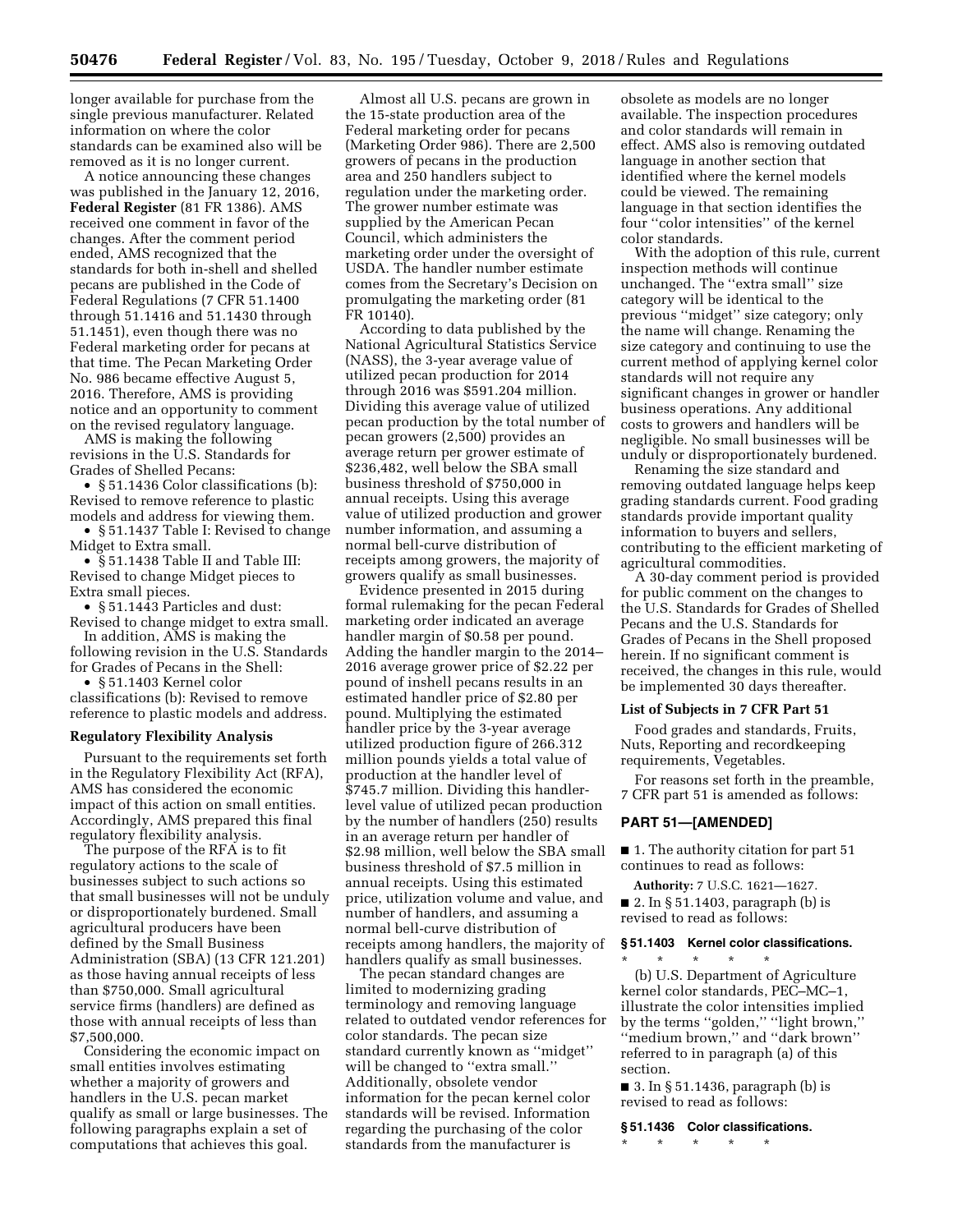longer available for purchase from the single previous manufacturer. Related information on where the color standards can be examined also will be removed as it is no longer current.

A notice announcing these changes was published in the January 12, 2016, **Federal Register** (81 FR 1386). AMS received one comment in favor of the changes. After the comment period ended, AMS recognized that the standards for both in-shell and shelled pecans are published in the Code of Federal Regulations (7 CFR 51.1400 through 51.1416 and 51.1430 through 51.1451), even though there was no Federal marketing order for pecans at that time. The Pecan Marketing Order No. 986 became effective August 5, 2016. Therefore, AMS is providing notice and an opportunity to comment on the revised regulatory language.

AMS is making the following revisions in the U.S. Standards for Grades of Shelled Pecans:

- § 51.1436 Color classifications (b): Revised to remove reference to plastic models and address for viewing them.
- § 51.1437 Table I: Revised to change Midget to Extra small.
- § 51.1438 Table II and Table III: Revised to change Midget pieces to Extra small pieces.
- § 51.1443 Particles and dust: Revised to change midget to extra small.

In addition, AMS is making the following revision in the U.S. Standards for Grades of Pecans in the Shell:

- § 51.1403 Kernel color classifications (b): Revised to remove reference to plastic models and address.

**Regulatory Flexibility Analysis**

Pursuant to the requirements set forth in the Regulatory Flexibility Act (RFA), AMS has considered the economic impact of this action on small entities. Accordingly, AMS prepared this final regulatory flexibility analysis.

The purpose of the RFA is to fit regulatory actions to the scale of businesses subject to such actions so that small businesses will not be unduly or disproportionately burdened. Small agricultural producers have been defined by the Small Business Administration (SBA) (13 CFR 121.201) as those having annual receipts of less than $750,000. Small agricultural service firms (handlers) are defined as those with annual receipts of less than $7,500,000.

Considering the economic impact on small entities involves estimating whether a majority of growers and handlers in the U.S. pecan market qualify as small or large businesses. The following paragraphs explain a set of computations that achieves this goal.

Almost all U.S. pecans are grown in the 15-state production area of the Federal marketing order for pecans (Marketing Order 986). There are 2,500 growers of pecans in the production area and 250 handlers subject to regulation under the marketing order. The grower number estimate was supplied by the American Pecan Council, which administers the marketing order under the oversight of USDA. The handler number estimate comes from the Secretary's Decision on promulgating the marketing order (81 FR 10140).

According to data published by the National Agricultural Statistics Service (NASS), the 3-year average value of utilized pecan production for 2014 through 2016 was $591.204 million. Dividing this average value of utilized pecan production by the total number of pecan growers (2,500) provides an average return per grower estimate of $236,482, well below the SBA small business threshold of $750,000 in annual receipts. Using this average value of utilized production and grower number information, and assuming a normal bell-curve distribution of receipts among growers, the majority of growers qualify as small businesses.

Evidence presented in 2015 during formal rulemaking for the pecan Federal marketing order indicated an average handler margin of $0.58 per pound. Adding the handler margin to the 2014–2016 average grower price of $2.22 per pound of inshell pecans results in an estimated handler price of $2.80 per pound. Multiplying the estimated handler price by the 3-year average utilized production figure of 266.312 million pounds yields a total value of production at the handler level of $745.7 million. Dividing this handler-level value of utilized pecan production by the number of handlers (250) results in an average return per handler of $2.98 million, well below the SBA small business threshold of $7.5 million in annual receipts. Using this estimated price, utilization volume and value, and number of handlers, and assuming a normal bell-curve distribution of receipts among handlers, the majority of handlers qualify as small businesses.

The pecan standard changes are limited to modernizing grading terminology and removing language related to outdated vendor references for color standards. The pecan size standard currently known as "midget" will be changed to "extra small." Additionally, obsolete vendor information for the pecan kernel color standards will be revised. Information regarding the purchasing of the color standards from the manufacturer is obsolete as models are no longer available. The inspection procedures and color standards will remain in effect. AMS also is removing outdated language in another section that identified where the kernel models could be viewed. The remaining language in that section identifies the four "color intensities" of the kernel color standards.

With the adoption of this rule, current inspection methods will continue unchanged. The "extra small" size category will be identical to the previous "midget" size category; only the name will change. Renaming the size category and continuing to use the current method of applying kernel color standards will not require any significant changes in grower or handler business operations. Any additional costs to growers and handlers will be negligible. No small businesses will be unduly or disproportionately burdened.

Renaming the size standard and removing outdated language helps keep grading standards current. Food grading standards provide important quality information to buyers and sellers, contributing to the efficient marketing of agricultural commodities.

A 30-day comment period is provided for public comment on the changes to the U.S. Standards for Grades of Shelled Pecans and the U.S. Standards for Grades of Pecans in the Shell proposed herein. If no significant comment is received, the changes in this rule, would be implemented 30 days thereafter.

**List of Subjects in 7 CFR Part 51**

Food grades and standards, Fruits, Nuts, Reporting and recordkeeping requirements, Vegetables.

For reasons set forth in the preamble, 7 CFR part 51 is amended as follows:

## PART 51—[AMENDED]

■ 1. The authority citation for part 51 continues to read as follows:

**Authority:** 7 U.S.C. 1621—1627.

■ 2. In § 51.1403, paragraph (b) is revised to read as follows:

### § 51.1403 Kernel color classifications.

\* \* \* \* \*

(b) U.S. Department of Agriculture kernel color standards, PEC–MC–1, illustrate the color intensities implied by the terms "golden," "light brown," "medium brown," and "dark brown" referred to in paragraph (a) of this section.

■ 3. In § 51.1436, paragraph (b) is revised to read as follows:

### § 51.1436 Color classifications.

\* \* \* \* \*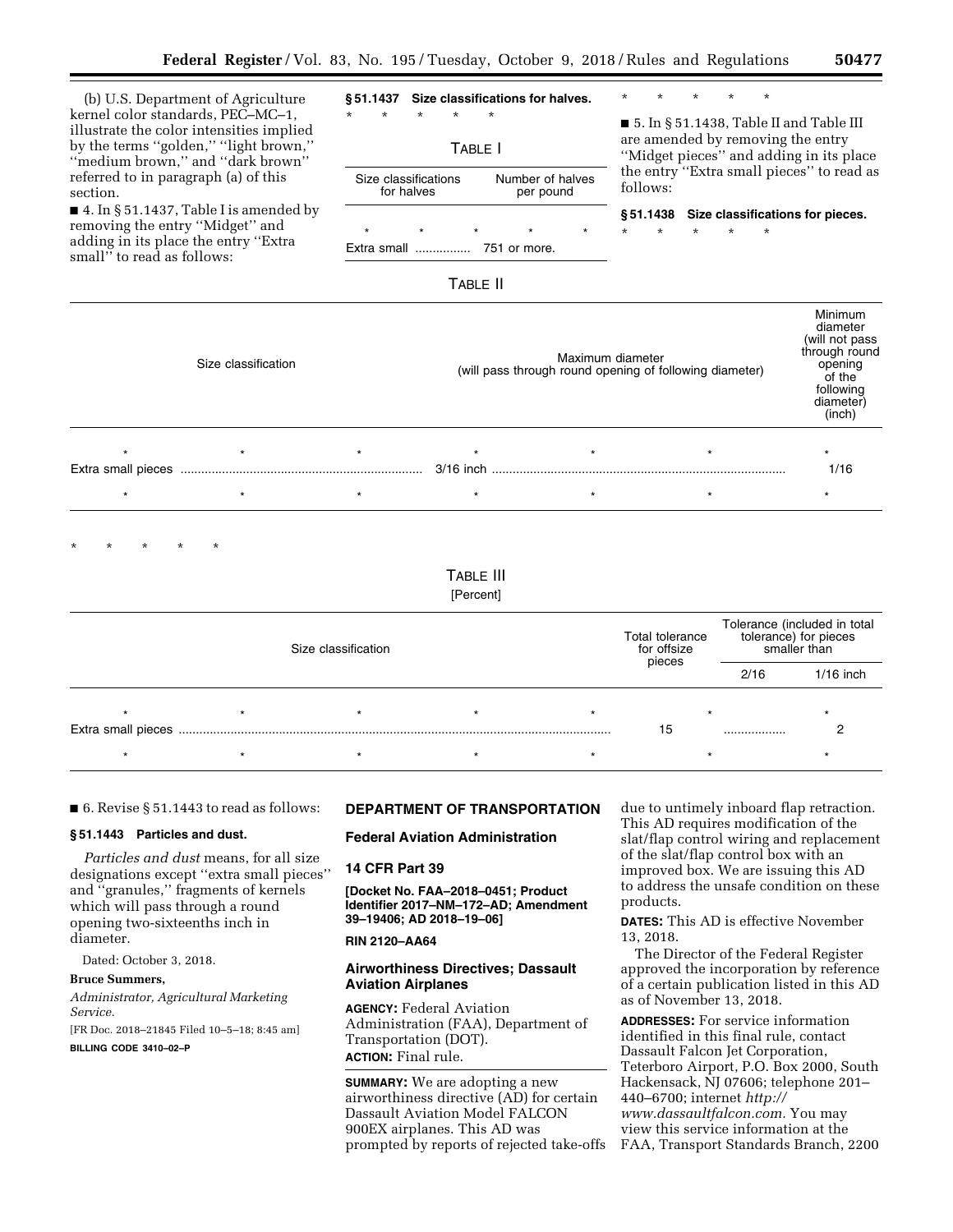(b) U.S. Department of Agriculture kernel color standards, PEC–MC–1, illustrate the color intensities implied by the terms ''golden,'' ''light brown,'' ''medium brown,'' and ''dark brown'' referred to in paragraph (a) of this section.

■ 4. In § 51.1437, Table I is amended by removing the entry ''Midget'' and adding in its place the entry ''Extra small'' to read as follows:

**§ 51.1437 Size classifications for halves.**

\* \* \* \* \*

TABLE I

| Size classifications for halves | Number of halves per pound |
|---|---|
| \* \* \* | \* \* |
| Extra small | 751 or more. |

\* \* \* \* \*

■ 5. In § 51.1438, Table II and Table III are amended by removing the entry ''Midget pieces'' and adding in its place the entry ''Extra small pieces'' to read as follows:

**§ 51.1438 Size classifications for pieces.**

\* \* \* \* \*

TABLE II

| Size classification | Maximum diameter (will pass through round opening of following diameter) | Minimum diameter (will not pass through round opening of the following diameter) (inch) |
|---|---|---|
| \* \* | \* \* \* \* | \* |
| Extra small pieces | 3/16 inch | 1/16 |
| \* \* | \* \* \* \* | \* |

\* \* \* \* \*

TABLE III

[Percent]

| Size classification | Total tolerance for offsize pieces | Tolerance (included in total tolerance) for pieces smaller than | |
|---|---|---|---|
| | | 2/16 | 1/16 inch |
| \* \* \* \* \* | \* | | \* |
| Extra small pieces | 15 | .................. | 2 |
| \* \* \* \* \* | \* | | \* |

■ 6. Revise § 51.1443 to read as follows:

**§ 51.1443 Particles and dust.**

*Particles and dust* means, for all size designations except ''extra small pieces'' and ''granules,'' fragments of kernels which will pass through a round opening two-sixteenths inch in diameter.

Dated: October 3, 2018.

**Bruce Summers,**

*Administrator, Agricultural Marketing Service.*

[FR Doc. 2018–21845 Filed 10–5–18; 8:45 am]

**BILLING CODE 3410–02–P**

## DEPARTMENT OF TRANSPORTATION

### Federal Aviation Administration

### 14 CFR Part 39

**[Docket No. FAA–2018–0451; Product Identifier 2017–NM–172–AD; Amendment 39–19406; AD 2018–19–06]**

**RIN 2120–AA64**

### Airworthiness Directives; Dassault Aviation Airplanes

**AGENCY:** Federal Aviation Administration (FAA), Department of Transportation (DOT).

**ACTION:** Final rule.

**SUMMARY:** We are adopting a new airworthiness directive (AD) for certain Dassault Aviation Model FALCON 900EX airplanes. This AD was prompted by reports of rejected take-offs due to untimely inboard flap retraction. This AD requires modification of the slat/flap control wiring and replacement of the slat/flap control box with an improved box. We are issuing this AD to address the unsafe condition on these products.

**DATES:** This AD is effective November 13, 2018.

The Director of the Federal Register approved the incorporation by reference of a certain publication listed in this AD as of November 13, 2018.

**ADDRESSES:** For service information identified in this final rule, contact Dassault Falcon Jet Corporation, Teterboro Airport, P.O. Box 2000, South Hackensack, NJ 07606; telephone 201–440–6700; internet *http://www.dassaultfalcon.com.* You may view this service information at the FAA, Transport Standards Branch, 2200